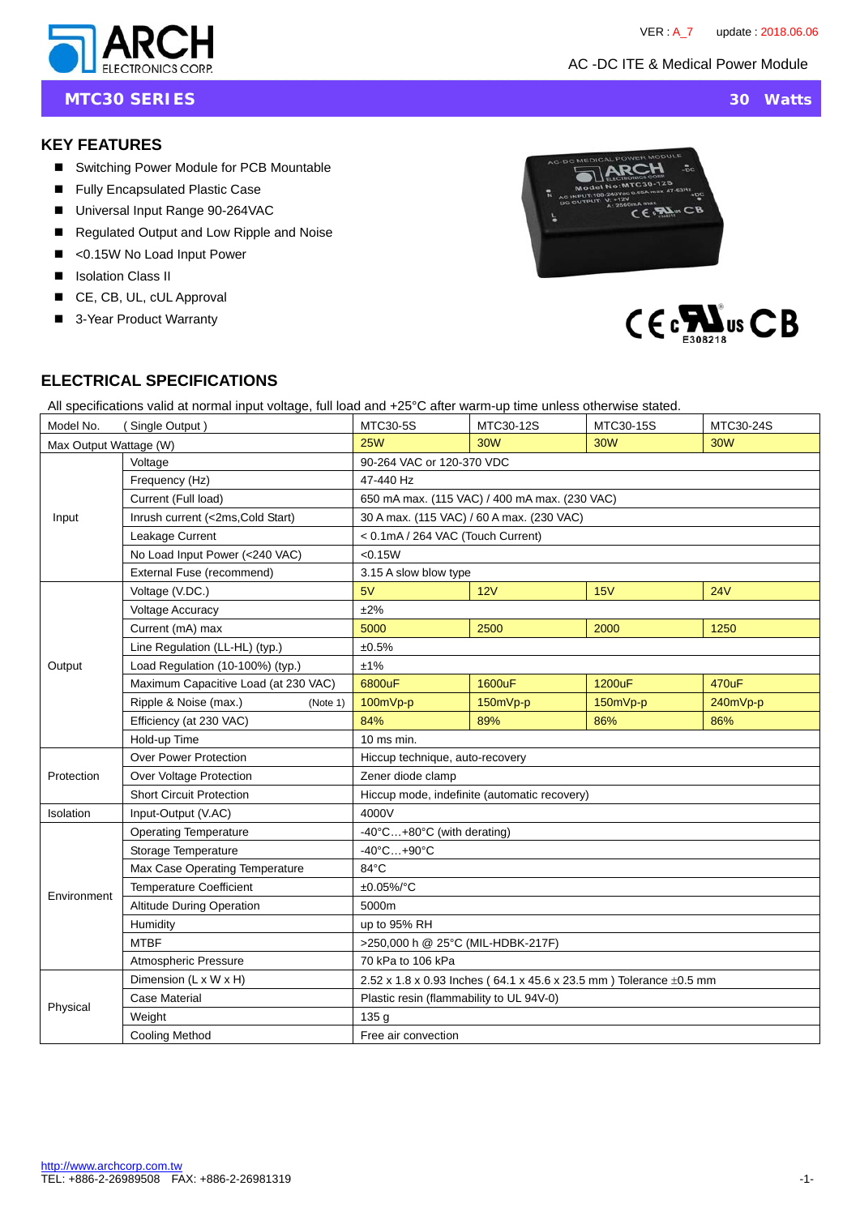ARCH ELECTRONICS CORP.

VER : A_7 update : 2018.06.06

AC -DC ITE & Medical Power Module

# MTC30 SERIES 30 Watts

## KEY FEATURES

- Switching Power Module for PCB Mountable
- Fully Encapsulated Plastic Case
- Universal Input Range 90-264VAC
- Regulated Output and Low Ripple and Noise
- <0.15W No Load Input Power
- Isolation Class II
- CE, CB, UL, cUL Approval
- 3-Year Product Warranty

E308218

## ELECTRICAL SPECIFICATIONS

All specifications valid at normal input voltage, full load and +25°C after warm-up time unless otherwise stated.

| Model No. ( Single Output ) | | MTC30-5S | MTC30-12S | MTC30-15S | MTC30-24S |
|---|---|---|---|---|---|
| Max Output Wattage (W) | | 25W | 30W | 30W | 30W |
| Input | Voltage | 90-264 VAC or 120-370 VDC | | | |
| | Frequency (Hz) | 47-440 Hz | | | |
| | Current (Full load) | 650 mA max. (115 VAC) / 400 mA max. (230 VAC) | | | |
| | Inrush current (<2ms,Cold Start) | 30 A max. (115 VAC) / 60 A max. (230 VAC) | | | |
| | Leakage Current | < 0.1mA / 264 VAC (Touch Current) | | | |
| | No Load Input Power (<240 VAC) | <0.15W | | | |
| | External Fuse (recommend) | 3.15 A slow blow type | | | |
| Output | Voltage (V.DC.) | 5V | 12V | 15V | 24V |
| | Voltage Accuracy | ±2% | | | |
| | Current (mA) max | 5000 | 2500 | 2000 | 1250 |
| | Line Regulation (LL-HL) (typ.) | ±0.5% | | | |
| | Load Regulation (10-100%) (typ.) | ±1% | | | |
| | Maximum Capacitive Load (at 230 VAC) | 6800uF | 1600uF | 1200uF | 470uF |
| | Ripple & Noise (max.) (Note 1) | 100mVp-p | 150mVp-p | 150mVp-p | 240mVp-p |
| | Efficiency (at 230 VAC) | 84% | 89% | 86% | 86% |
| | Hold-up Time | 10 ms min. | | | |
| Protection | Over Power Protection | Hiccup technique, auto-recovery | | | |
| | Over Voltage Protection | Zener diode clamp | | | |
| | Short Circuit Protection | Hiccup mode, indefinite (automatic recovery) | | | |
| Isolation | Input-Output (V.AC) | 4000V | | | |
| Environment | Operating Temperature | -40°C…+80°C (with derating) | | | |
| | Storage Temperature | -40°C…+90°C | | | |
| | Max Case Operating Temperature | 84°C | | | |
| | Temperature Coefficient | ±0.05%/°C | | | |
| | Altitude During Operation | 5000m | | | |
| | Humidity | up to 95% RH | | | |
| | MTBF | >250,000 h @ 25°C (MIL-HDBK-217F) | | | |
| | Atmospheric Pressure | 70 kPa to 106 kPa | | | |
| Physical | Dimension (L x W x H) | 2.52 x 1.8 x 0.93 Inches ( 64.1 x 45.6 x 23.5 mm ) Tolerance ±0.5 mm | | | |
| | Case Material | Plastic resin (flammability to UL 94V-0) | | | |
| | Weight | 135 g | | | |
| | Cooling Method | Free air convection | | | |

http://www.archcorp.com.tw
TEL: +886-2-26989508 FAX: +886-2-26981319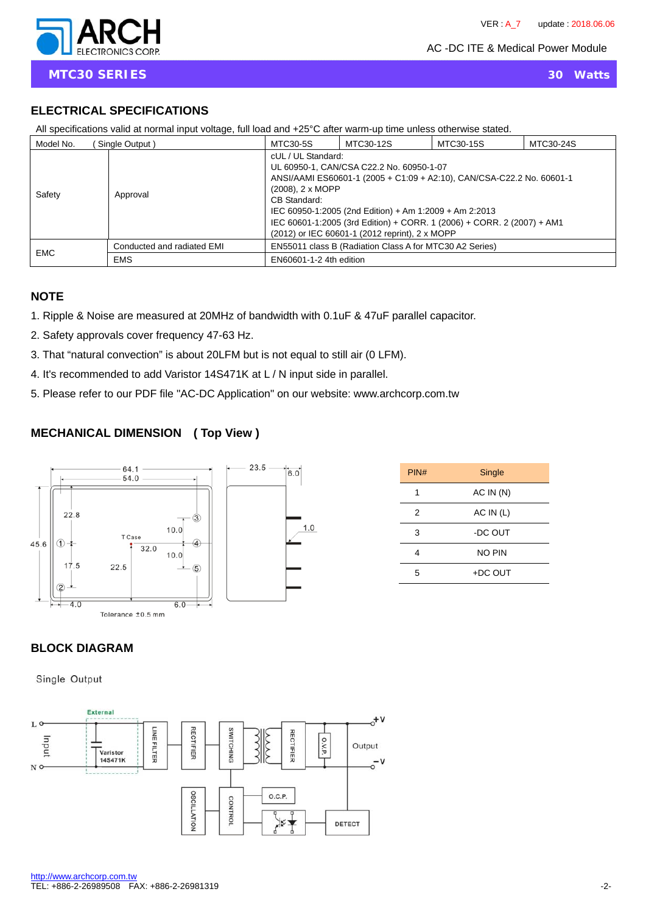MTC30 SERIES — 30 Watts

AC -DC ITE & Medical Power Module

## ELECTRICAL SPECIFICATIONS

All specifications valid at normal input voltage, full load and +25°C after warm-up time unless otherwise stated.

| Model No. | ( Single Output ) | MTC30-5S | MTC30-12S | MTC30-15S | MTC30-24S |
|---|---|---|---|---|---|
| Safety | Approval | cUL / UL Standard: UL 60950-1, CAN/CSA C22.2 No. 60950-1-07 ANSI/AAMI ES60601-1 (2005 + C1:09 + A2:10), CAN/CSA-C22.2 No. 60601-1 (2008), 2 x MOPP CB Standard: IEC 60950-1:2005 (2nd Edition) + Am 1:2009 + Am 2:2013 IEC 60601-1:2005 (3rd Edition) + CORR. 1 (2006) + CORR. 2 (2007) + AM1 (2012) or IEC 60601-1 (2012 reprint), 2 x MOPP | | | |
| EMC | Conducted and radiated EMI | EN55011 class B (Radiation Class A for MTC30 A2 Series) | | | |
| | EMS | EN60601-1-2 4th edition | | | |

## NOTE

1. Ripple & Noise are measured at 20MHz of bandwidth with 0.1uF & 47uF parallel capacitor.
2. Safety approvals cover frequency 47-63 Hz.
3. That "natural convection" is about 20LFM but is not equal to still air (0 LFM).
4. It's recommended to add Varistor 14S471K at L / N input side in parallel.
5. Please refer to our PDF file "AC-DC Application" on our website: www.archcorp.com.tw

## MECHANICAL DIMENSION ( Top View )

Tolerance ±0.5 mm

| PIN# | Single |
|---|---|
| 1 | AC IN (N) |
| 2 | AC IN (L) |
| 3 | -DC OUT |
| 4 | NO PIN |
| 5 | +DC OUT |

## BLOCK DIAGRAM

Single Output

http://www.archcorp.com.tw
TEL: +886-2-26989508 FAX: +886-2-26981319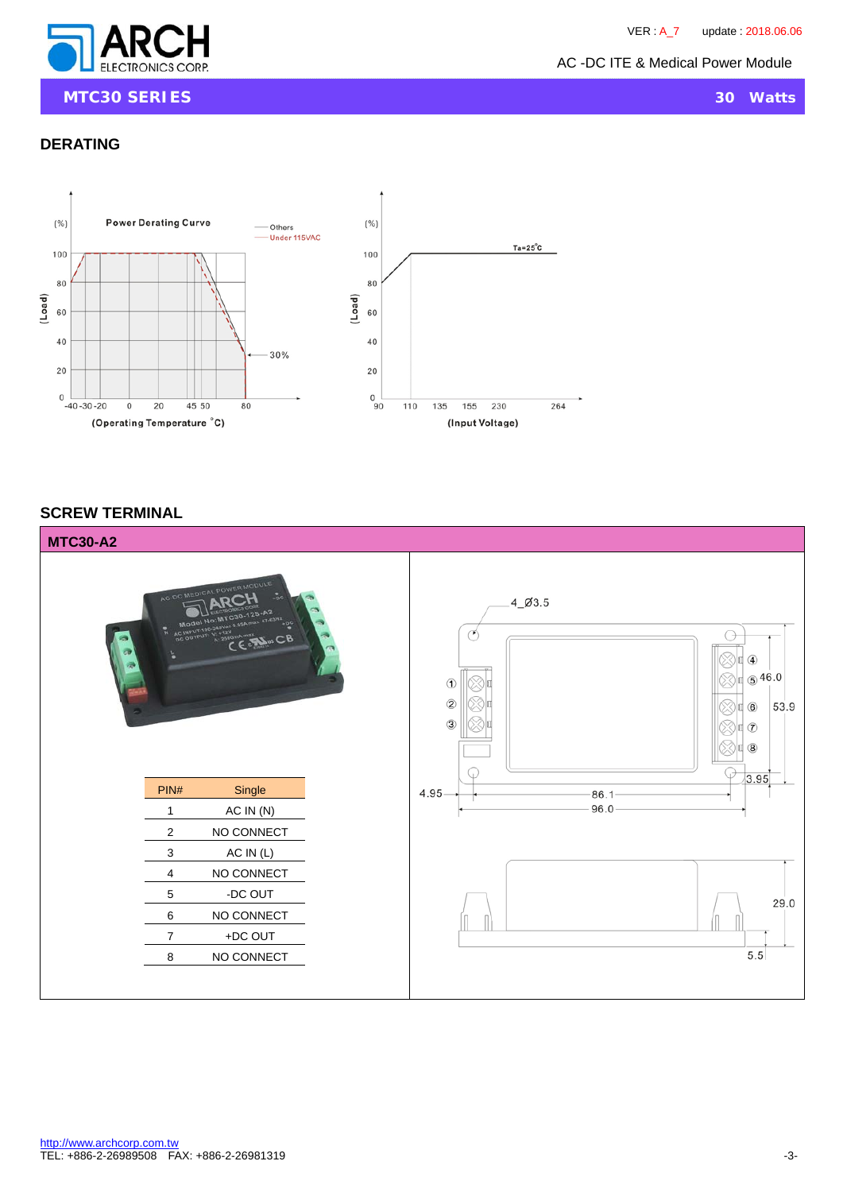## DERATING

Power Derating Curve

(%)

— Others
— Under 115VAC

(Load)

100
80
60
40
20
0

-40 -30 -20 0 20 45 50 80

30%

(Operating Temperature °C)

(%)

(Load)

Ta=25°C

100
80
60
40
20
0

90 110 135 155 230 264

(Input Voltage)

## SCREW TERMINAL

### MTC30-A2

| PIN# | Single |
|---|---|
| 1 | AC IN (N) |
| 2 | NO CONNECT |
| 3 | AC IN (L) |
| 4 | NO CONNECT |
| 5 | -DC OUT |
| 6 | NO CONNECT |
| 7 | +DC OUT |
| 8 | NO CONNECT |

4_Ø3.5

① ② ③ ④ ⑤ ⑥ ⑦ ⑧

46.0
53.9
3.95
4.95
86.1
96.0
29.0
5.5

http://www.archcorp.com.tw
TEL: +886-2-26989508 FAX: +886-2-26981319